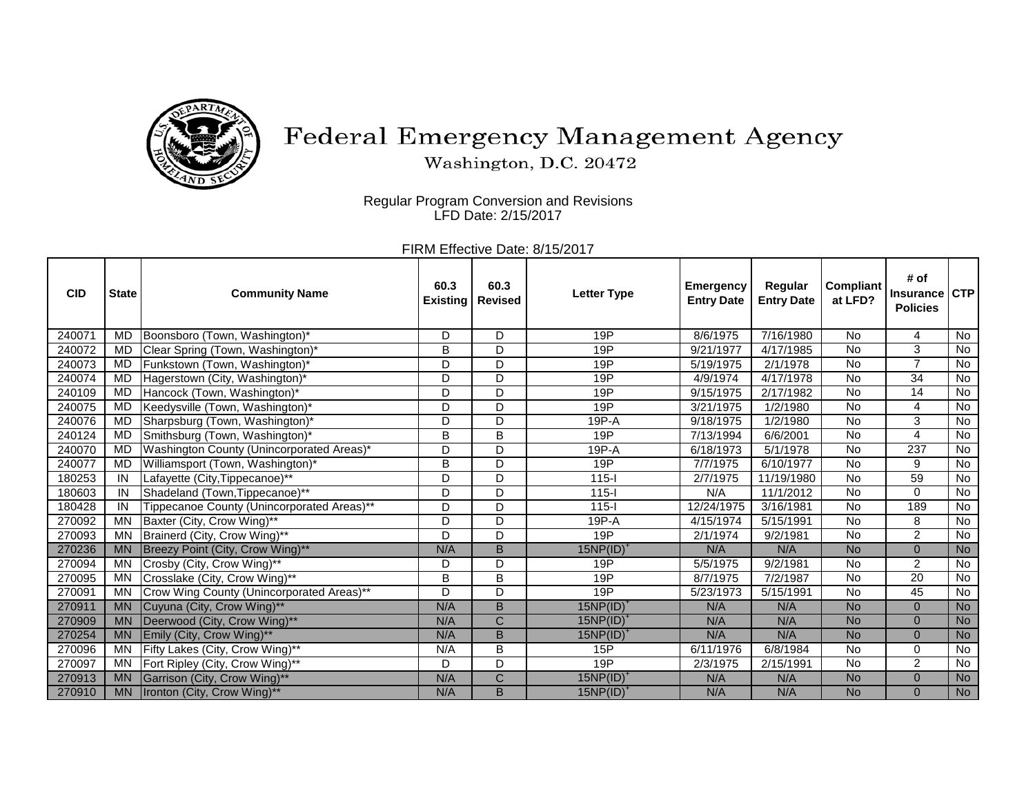# Federal Emergency Management Agency

Washington, D.C. 20472

Regular Program Conversion and Revisions
LFD Date: 2/15/2017

FIRM Effective Date: 8/15/2017

| CID | State | Community Name | 60.3 Existing | 60.3 Revised | Letter Type | Emergency Entry Date | Regular Entry Date | Compliant at LFD? | # of Insurance Policies | CTP |
|---|---|---|---|---|---|---|---|---|---|---|
| 240071 | MD | Boonsboro (Town, Washington)* | D | D | 19P | 8/6/1975 | 7/16/1980 | No | 4 | No |
| 240072 | MD | Clear Spring (Town, Washington)* | B | D | 19P | 9/21/1977 | 4/17/1985 | No | 3 | No |
| 240073 | MD | Funkstown (Town, Washington)* | D | D | 19P | 5/19/1975 | 2/1/1978 | No | 7 | No |
| 240074 | MD | Hagerstown (City, Washington)* | D | D | 19P | 4/9/1974 | 4/17/1978 | No | 34 | No |
| 240109 | MD | Hancock (Town, Washington)* | D | D | 19P | 9/15/1975 | 2/17/1982 | No | 14 | No |
| 240075 | MD | Keedysville (Town, Washington)* | D | D | 19P | 3/21/1975 | 1/2/1980 | No | 4 | No |
| 240076 | MD | Sharpsburg (Town, Washington)* | D | D | 19P-A | 9/18/1975 | 1/2/1980 | No | 3 | No |
| 240124 | MD | Smithsburg (Town, Washington)* | B | B | 19P | 7/13/1994 | 6/6/2001 | No | 4 | No |
| 240070 | MD | Washington County (Unincorporated Areas)* | D | D | 19P-A | 6/18/1973 | 5/1/1978 | No | 237 | No |
| 240077 | MD | Williamsport (Town, Washington)* | B | D | 19P | 7/7/1975 | 6/10/1977 | No | 9 | No |
| 180253 | IN | Lafayette (City,Tippecanoe)** | D | D | 115-I | 2/7/1975 | 11/19/1980 | No | 59 | No |
| 180603 | IN | Shadeland (Town,Tippecanoe)** | D | D | 115-I | N/A | 11/1/2012 | No | 0 | No |
| 180428 | IN | Tippecanoe County (Unincorporated Areas)** | D | D | 115-I | 12/24/1975 | 3/16/1981 | No | 189 | No |
| 270092 | MN | Baxter (City, Crow Wing)** | D | D | 19P-A | 4/15/1974 | 5/15/1991 | No | 8 | No |
| 270093 | MN | Brainerd (City, Crow Wing)** | D | D | 19P | 2/1/1974 | 9/2/1981 | No | 2 | No |
| 270236 | MN | Breezy Point (City, Crow Wing)** | N/A | B | 15NP(ID)+ | N/A | N/A | No | 0 | No |
| 270094 | MN | Crosby (City, Crow Wing)** | D | D | 19P | 5/5/1975 | 9/2/1981 | No | 2 | No |
| 270095 | MN | Crosslake (City, Crow Wing)** | B | B | 19P | 8/7/1975 | 7/2/1987 | No | 20 | No |
| 270091 | MN | Crow Wing County (Unincorporated Areas)** | D | D | 19P | 5/23/1973 | 5/15/1991 | No | 45 | No |
| 270911 | MN | Cuyuna (City, Crow Wing)** | N/A | B | 15NP(ID)+ | N/A | N/A | No | 0 | No |
| 270909 | MN | Deerwood (City, Crow Wing)** | N/A | C | 15NP(ID)+ | N/A | N/A | No | 0 | No |
| 270254 | MN | Emily (City, Crow Wing)** | N/A | B | 15NP(ID)+ | N/A | N/A | No | 0 | No |
| 270096 | MN | Fifty Lakes (City, Crow Wing)** | N/A | B | 15P | 6/11/1976 | 6/8/1984 | No | 0 | No |
| 270097 | MN | Fort Ripley (City, Crow Wing)** | D | D | 19P | 2/3/1975 | 2/15/1991 | No | 2 | No |
| 270913 | MN | Garrison (City, Crow Wing)** | N/A | C | 15NP(ID)+ | N/A | N/A | No | 0 | No |
| 270910 | MN | Ironton (City, Crow Wing)** | N/A | B | 15NP(ID)+ | N/A | N/A | No | 0 | No |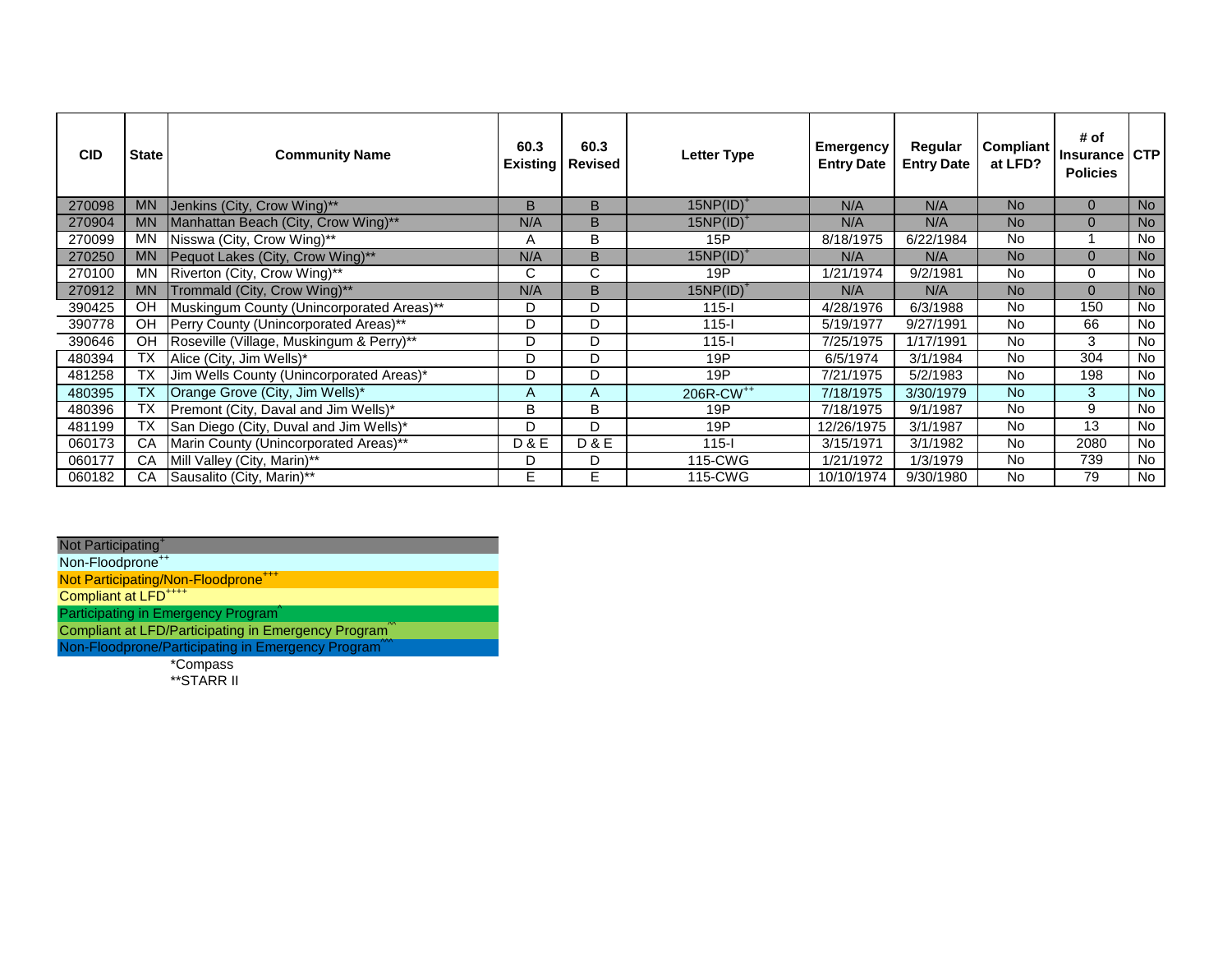| CID | State | Community Name | 60.3 Existing | 60.3 Revised | Letter Type | Emergency Entry Date | Regular Entry Date | Compliant at LFD? | # of Insurance Policies | CTP |
|---|---|---|---|---|---|---|---|---|---|---|
| 270098 | MN | Jenkins (City, Crow Wing)** | B | B | 15NP(ID)+ | N/A | N/A | No | 0 | No |
| 270904 | MN | Manhattan Beach (City, Crow Wing)** | N/A | B | 15NP(ID)+ | N/A | N/A | No | 0 | No |
| 270099 | MN | Nisswa (City, Crow Wing)** | A | B | 15P | 8/18/1975 | 6/22/1984 | No | 1 | No |
| 270250 | MN | Pequot Lakes (City, Crow Wing)** | N/A | B | 15NP(ID)+ | N/A | N/A | No | 0 | No |
| 270100 | MN | Riverton (City, Crow Wing)** | C | C | 19P | 1/21/1974 | 9/2/1981 | No | 0 | No |
| 270912 | MN | Trommald (City, Crow Wing)** | N/A | B | 15NP(ID)+ | N/A | N/A | No | 0 | No |
| 390425 | OH | Muskingum County (Unincorporated Areas)** | D | D | 115-I | 4/28/1976 | 6/3/1988 | No | 150 | No |
| 390778 | OH | Perry County (Unincorporated Areas)** | D | D | 115-I | 5/19/1977 | 9/27/1991 | No | 66 | No |
| 390646 | OH | Roseville (Village, Muskingum & Perry)** | D | D | 115-I | 7/25/1975 | 1/17/1991 | No | 3 | No |
| 480394 | TX | Alice (City, Jim Wells)* | D | D | 19P | 6/5/1974 | 3/1/1984 | No | 304 | No |
| 481258 | TX | Jim Wells County (Unincorporated Areas)* | D | D | 19P | 7/21/1975 | 5/2/1983 | No | 198 | No |
| 480395 | TX | Orange Grove (City, Jim Wells)* | A | A | 206R-CW++ | 7/18/1975 | 3/30/1979 | No | 3 | No |
| 480396 | TX | Premont (City, Daval and Jim Wells)* | B | B | 19P | 7/18/1975 | 9/1/1987 | No | 9 | No |
| 481199 | TX | San Diego (City, Duval and Jim Wells)* | D | D | 19P | 12/26/1975 | 3/1/1987 | No | 13 | No |
| 060173 | CA | Marin County (Unincorporated Areas)** | D & E | D & E | 115-I | 3/15/1971 | 3/1/1982 | No | 2080 | No |
| 060177 | CA | Mill Valley (City, Marin)** | D | D | 115-CWG | 1/21/1972 | 1/3/1979 | No | 739 | No |
| 060182 | CA | Sausalito (City, Marin)** | E | E | 115-CWG | 10/10/1974 | 9/30/1980 | No | 79 | No |

Not Participating+

Non-Floodprone++

Not Participating/Non-Floodprone+++

Compliant at LFD++++

Participating in Emergency Program^

Compliant at LFD/Participating in Emergency Program^^

Non-Floodprone/Participating in Emergency Program^^^

*Compass

**STARR II